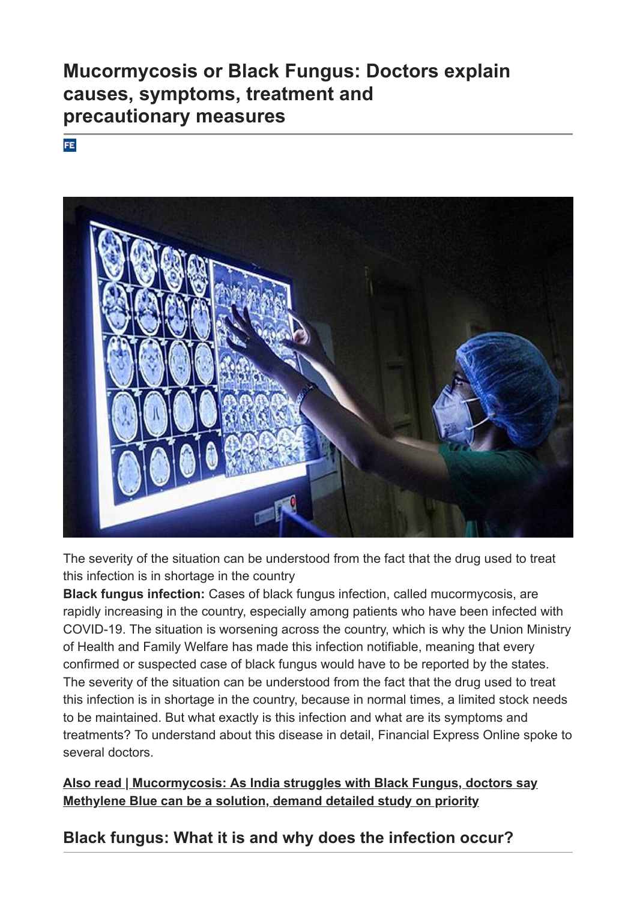# Mucormycosis or Black Fungus: Doctors explain causes, symptoms, treatment and precautionary measures

FE

The severity of the situation can be understood from the fact that the drug used to treat this infection is in shortage in the country

**Black fungus infection:** Cases of black fungus infection, called mucormycosis, are rapidly increasing in the country, especially among patients who have been infected with COVID-19. The situation is worsening across the country, which is why the Union Ministry of Health and Family Welfare has made this infection notifiable, meaning that every confirmed or suspected case of black fungus would have to be reported by the states. The severity of the situation can be understood from the fact that the drug used to treat this infection is in shortage in the country, because in normal times, a limited stock needs to be maintained. But what exactly is this infection and what are its symptoms and treatments? To understand about this disease in detail, Financial Express Online spoke to several doctors.

**Also read | Mucormycosis: As India struggles with Black Fungus, doctors say Methylene Blue can be a solution, demand detailed study on priority**

## Black fungus: What it is and why does the infection occur?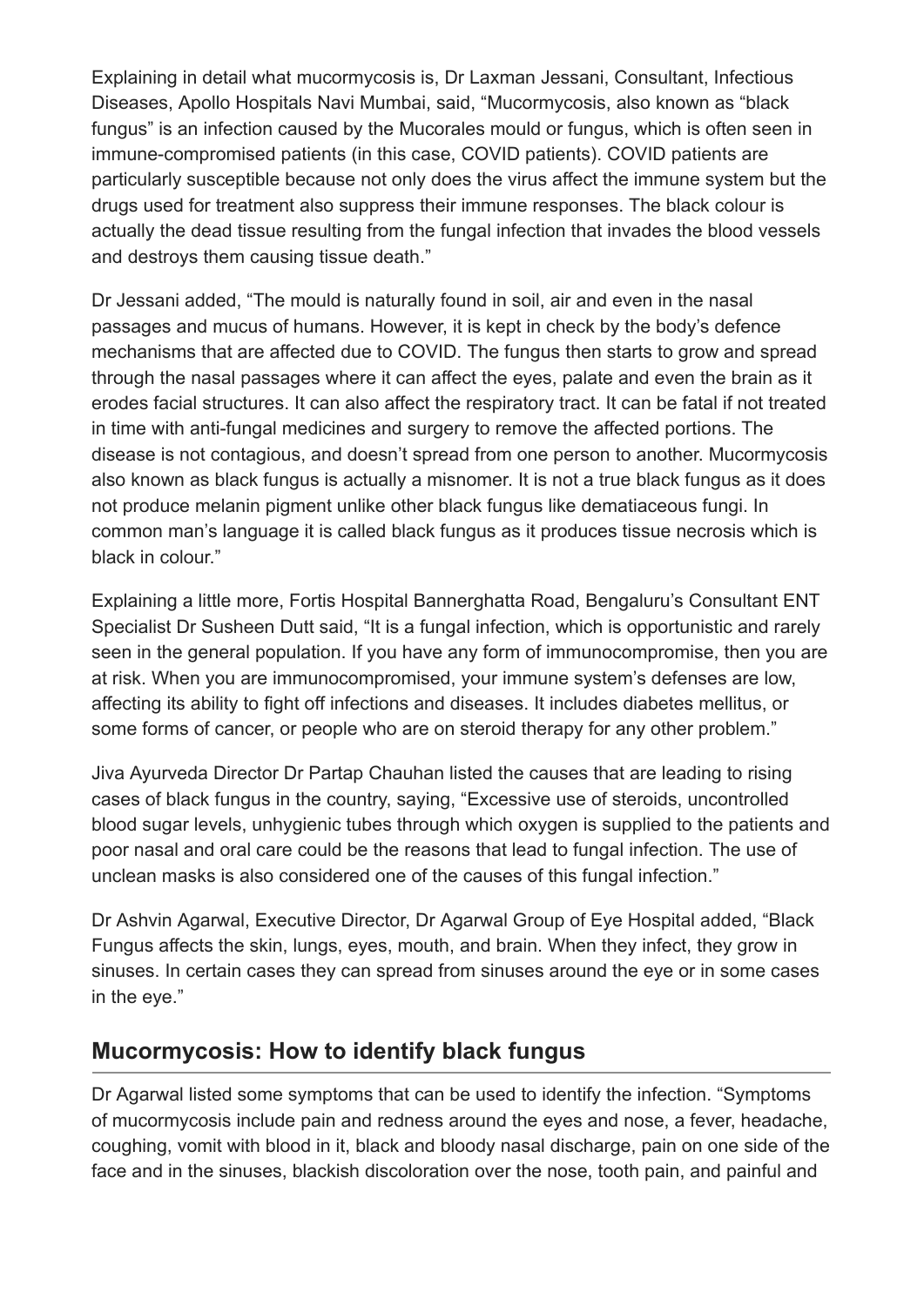Explaining in detail what mucormycosis is, Dr Laxman Jessani, Consultant, Infectious Diseases, Apollo Hospitals Navi Mumbai, said, “Mucormycosis, also known as “black fungus” is an infection caused by the Mucorales mould or fungus, which is often seen in immune-compromised patients (in this case, COVID patients). COVID patients are particularly susceptible because not only does the virus affect the immune system but the drugs used for treatment also suppress their immune responses. The black colour is actually the dead tissue resulting from the fungal infection that invades the blood vessels and destroys them causing tissue death.”

Dr Jessani added, “The mould is naturally found in soil, air and even in the nasal passages and mucus of humans. However, it is kept in check by the body’s defence mechanisms that are affected due to COVID. The fungus then starts to grow and spread through the nasal passages where it can affect the eyes, palate and even the brain as it erodes facial structures. It can also affect the respiratory tract. It can be fatal if not treated in time with anti-fungal medicines and surgery to remove the affected portions. The disease is not contagious, and doesn’t spread from one person to another. Mucormycosis also known as black fungus is actually a misnomer. It is not a true black fungus as it does not produce melanin pigment unlike other black fungus like dematiaceous fungi. In common man’s language it is called black fungus as it produces tissue necrosis which is black in colour.”

Explaining a little more, Fortis Hospital Bannerghatta Road, Bengaluru’s Consultant ENT Specialist Dr Susheen Dutt said, “It is a fungal infection, which is opportunistic and rarely seen in the general population. If you have any form of immunocompromise, then you are at risk. When you are immunocompromised, your immune system’s defenses are low, affecting its ability to fight off infections and diseases. It includes diabetes mellitus, or some forms of cancer, or people who are on steroid therapy for any other problem.”

Jiva Ayurveda Director Dr Partap Chauhan listed the causes that are leading to rising cases of black fungus in the country, saying, “Excessive use of steroids, uncontrolled blood sugar levels, unhygienic tubes through which oxygen is supplied to the patients and poor nasal and oral care could be the reasons that lead to fungal infection. The use of unclean masks is also considered one of the causes of this fungal infection.”

Dr Ashvin Agarwal, Executive Director, Dr Agarwal Group of Eye Hospital added, “Black Fungus affects the skin, lungs, eyes, mouth, and brain. When they infect, they grow in sinuses. In certain cases they can spread from sinuses around the eye or in some cases in the eye.”

## Mucormycosis: How to identify black fungus

Dr Agarwal listed some symptoms that can be used to identify the infection. “Symptoms of mucormycosis include pain and redness around the eyes and nose, a fever, headache, coughing, vomit with blood in it, black and bloody nasal discharge, pain on one side of the face and in the sinuses, blackish discoloration over the nose, tooth pain, and painful and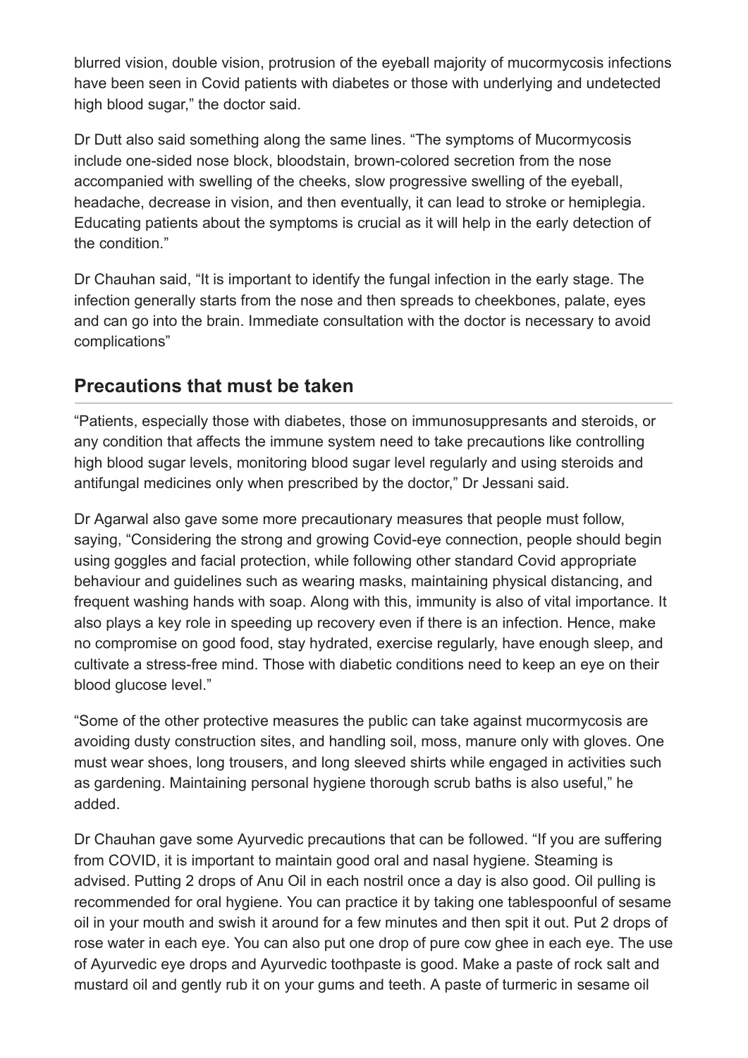blurred vision, double vision, protrusion of the eyeball majority of mucormycosis infections have been seen in Covid patients with diabetes or those with underlying and undetected high blood sugar," the doctor said.

Dr Dutt also said something along the same lines. "The symptoms of Mucormycosis include one-sided nose block, bloodstain, brown-colored secretion from the nose accompanied with swelling of the cheeks, slow progressive swelling of the eyeball, headache, decrease in vision, and then eventually, it can lead to stroke or hemiplegia. Educating patients about the symptoms is crucial as it will help in the early detection of the condition."

Dr Chauhan said, "It is important to identify the fungal infection in the early stage. The infection generally starts from the nose and then spreads to cheekbones, palate, eyes and can go into the brain. Immediate consultation with the doctor is necessary to avoid complications"

## Precautions that must be taken

"Patients, especially those with diabetes, those on immunosuppresants and steroids, or any condition that affects the immune system need to take precautions like controlling high blood sugar levels, monitoring blood sugar level regularly and using steroids and antifungal medicines only when prescribed by the doctor," Dr Jessani said.

Dr Agarwal also gave some more precautionary measures that people must follow, saying, "Considering the strong and growing Covid-eye connection, people should begin using goggles and facial protection, while following other standard Covid appropriate behaviour and guidelines such as wearing masks, maintaining physical distancing, and frequent washing hands with soap. Along with this, immunity is also of vital importance. It also plays a key role in speeding up recovery even if there is an infection. Hence, make no compromise on good food, stay hydrated, exercise regularly, have enough sleep, and cultivate a stress-free mind. Those with diabetic conditions need to keep an eye on their blood glucose level."

"Some of the other protective measures the public can take against mucormycosis are avoiding dusty construction sites, and handling soil, moss, manure only with gloves. One must wear shoes, long trousers, and long sleeved shirts while engaged in activities such as gardening. Maintaining personal hygiene thorough scrub baths is also useful," he added.

Dr Chauhan gave some Ayurvedic precautions that can be followed. "If you are suffering from COVID, it is important to maintain good oral and nasal hygiene. Steaming is advised. Putting 2 drops of Anu Oil in each nostril once a day is also good. Oil pulling is recommended for oral hygiene. You can practice it by taking one tablespoonful of sesame oil in your mouth and swish it around for a few minutes and then spit it out. Put 2 drops of rose water in each eye. You can also put one drop of pure cow ghee in each eye. The use of Ayurvedic eye drops and Ayurvedic toothpaste is good. Make a paste of rock salt and mustard oil and gently rub it on your gums and teeth. A paste of turmeric in sesame oil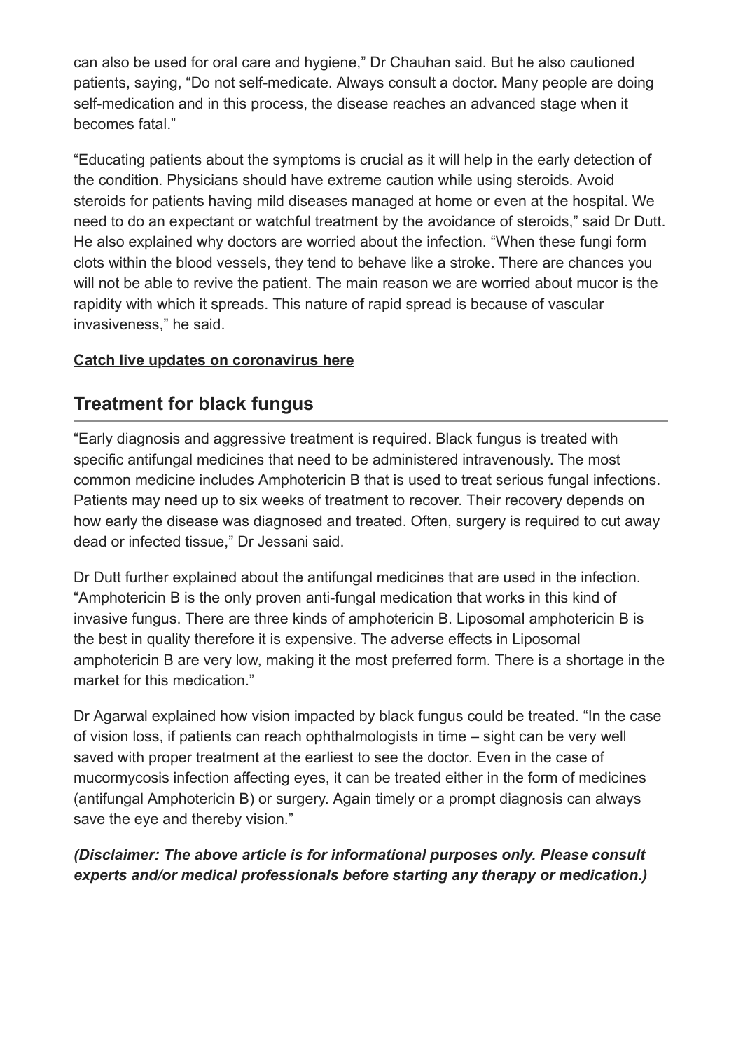can also be used for oral care and hygiene," Dr Chauhan said. But he also cautioned patients, saying, "Do not self-medicate. Always consult a doctor. Many people are doing self-medication and in this process, the disease reaches an advanced stage when it becomes fatal."

"Educating patients about the symptoms is crucial as it will help in the early detection of the condition. Physicians should have extreme caution while using steroids. Avoid steroids for patients having mild diseases managed at home or even at the hospital. We need to do an expectant or watchful treatment by the avoidance of steroids," said Dr Dutt. He also explained why doctors are worried about the infection. "When these fungi form clots within the blood vessels, they tend to behave like a stroke. There are chances you will not be able to revive the patient. The main reason we are worried about mucor is the rapidity with which it spreads. This nature of rapid spread is because of vascular invasiveness," he said.

**Catch live updates on coronavirus here**

## Treatment for black fungus

"Early diagnosis and aggressive treatment is required. Black fungus is treated with specific antifungal medicines that need to be administered intravenously. The most common medicine includes Amphotericin B that is used to treat serious fungal infections. Patients may need up to six weeks of treatment to recover. Their recovery depends on how early the disease was diagnosed and treated. Often, surgery is required to cut away dead or infected tissue," Dr Jessani said.

Dr Dutt further explained about the antifungal medicines that are used in the infection. "Amphotericin B is the only proven anti-fungal medication that works in this kind of invasive fungus. There are three kinds of amphotericin B. Liposomal amphotericin B is the best in quality therefore it is expensive. The adverse effects in Liposomal amphotericin B are very low, making it the most preferred form. There is a shortage in the market for this medication."

Dr Agarwal explained how vision impacted by black fungus could be treated. "In the case of vision loss, if patients can reach ophthalmologists in time – sight can be very well saved with proper treatment at the earliest to see the doctor. Even in the case of mucormycosis infection affecting eyes, it can be treated either in the form of medicines (antifungal Amphotericin B) or surgery. Again timely or a prompt diagnosis can always save the eye and thereby vision."

***(Disclaimer: The above article is for informational purposes only. Please consult experts and/or medical professionals before starting any therapy or medication.)***